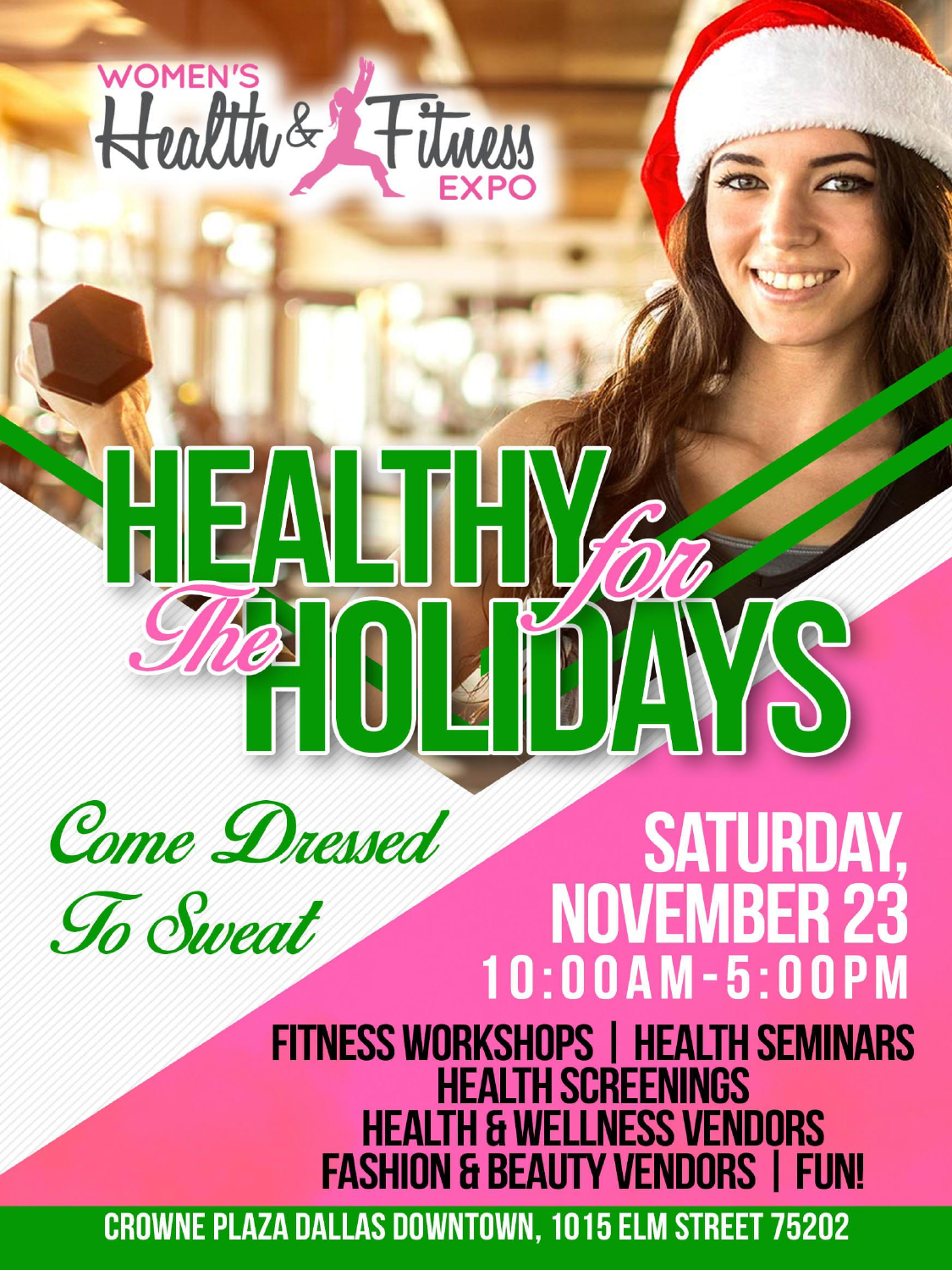WOMEN'S Health & Fitness EXPO

# HEALTHY *for The* HOLIDAYS

*Come Dressed To Sweat*

## SATURDAY, NOVEMBER 23
## 10:00AM-5:00PM

**FITNESS WORKSHOPS | HEALTH SEMINARS**
**HEALTH SCREENINGS**
**HEALTH & WELLNESS VENDORS**
**FASHION & BEAUTY VENDORS | FUN!**

**CROWNE PLAZA DALLAS DOWNTOWN, 1015 ELM STREET 75202**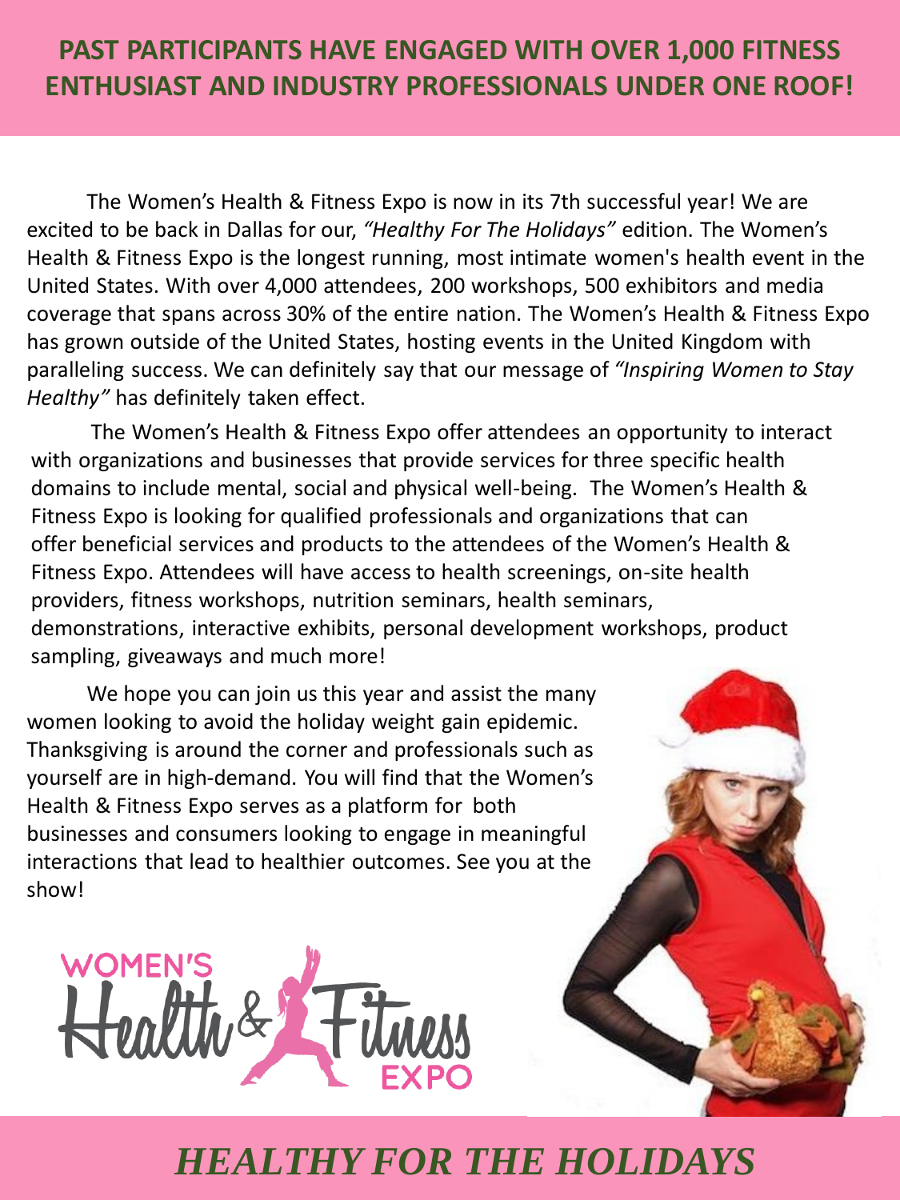## PAST PARTICIPANTS HAVE ENGAGED WITH OVER 1,000 FITNESS ENTHUSIAST AND INDUSTRY PROFESSIONALS UNDER ONE ROOF!

The Women's Health & Fitness Expo is now in its 7th successful year! We are excited to be back in Dallas for our, *"Healthy For The Holidays"* edition. The Women's Health & Fitness Expo is the longest running, most intimate women's health event in the United States. With over 4,000 attendees, 200 workshops, 500 exhibitors and media coverage that spans across 30% of the entire nation. The Women's Health & Fitness Expo has grown outside of the United States, hosting events in the United Kingdom with paralleling success. We can definitely say that our message of *"Inspiring Women to Stay Healthy"* has definitely taken effect.

The Women's Health & Fitness Expo offer attendees an opportunity to interact with organizations and businesses that provide services for three specific health domains to include mental, social and physical well-being. The Women's Health & Fitness Expo is looking for qualified professionals and organizations that can offer beneficial services and products to the attendees of the Women's Health & Fitness Expo. Attendees will have access to health screenings, on-site health providers, fitness workshops, nutrition seminars, health seminars, demonstrations, interactive exhibits, personal development workshops, product sampling, giveaways and much more!

We hope you can join us this year and assist the many women looking to avoid the holiday weight gain epidemic. Thanksgiving is around the corner and professionals such as yourself are in high-demand. You will find that the Women's Health & Fitness Expo serves as a platform for both businesses and consumers looking to engage in meaningful interactions that lead to healthier outcomes. See you at the show!

WOMEN'S Health & Fitness EXPO

## *HEALTHY FOR THE HOLIDAYS*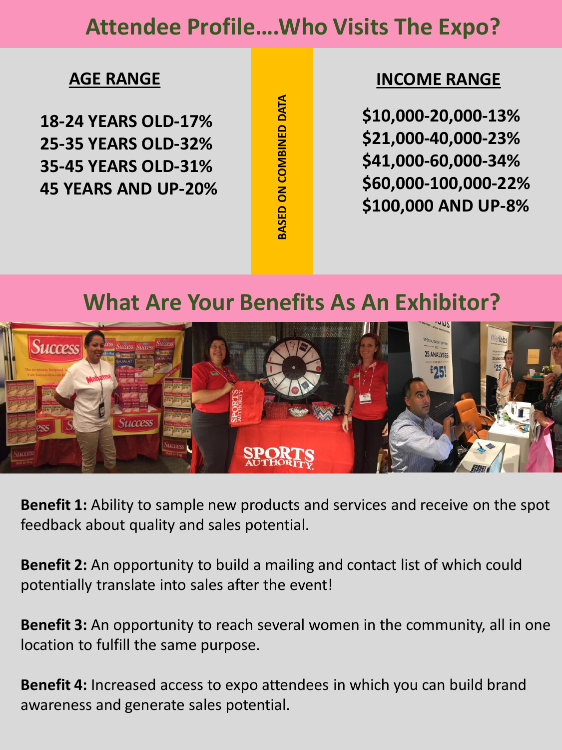# Attendee Profile....Who Visits The Expo?

## AGE RANGE

**18-24 YEARS OLD-17%**
**25-35 YEARS OLD-32%**
**35-45 YEARS OLD-31%**
**45 YEARS AND UP-20%**

**BASED ON COMBINED DATA**

## INCOME RANGE

**$10,000-20,000-13%**
**$21,000-40,000-23%**
**$41,000-60,000-34%**
**$60,000-100,000-22%**
**$100,000 AND UP-8%**

# What Are Your Benefits As An Exhibitor?

**Benefit 1:** Ability to sample new products and services and receive on the spot feedback about quality and sales potential.

**Benefit 2:** An opportunity to build a mailing and contact list of which could potentially translate into sales after the event!

**Benefit 3:** An opportunity to reach several women in the community, all in one location to fulfill the same purpose.

**Benefit 4:** Increased access to expo attendees in which you can build brand awareness and generate sales potential.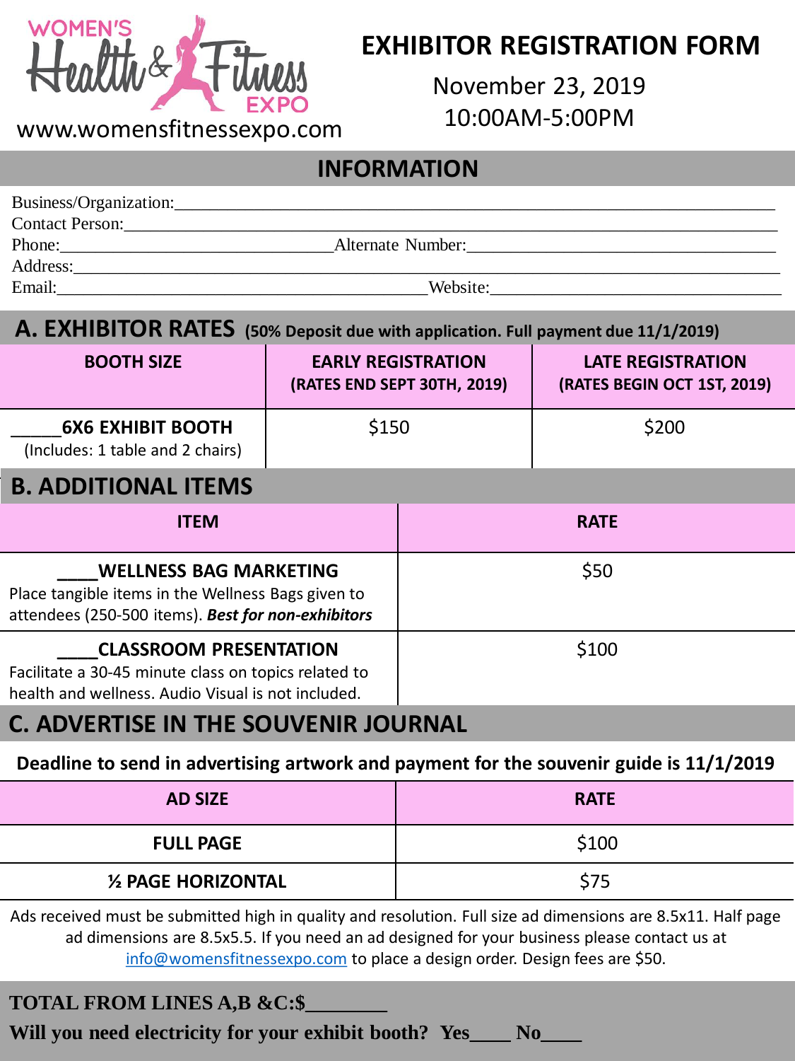WOMEN'S Health & Fitness EXPO

www.womensfitnessexpo.com

# EXHIBITOR REGISTRATION FORM

November 23, 2019
10:00AM-5:00PM

## INFORMATION

Business/Organization:______________________________________________________________

Contact Person:_____________________________________________________________________

Phone:______________________________Alternate Number:__________________________________

Address:___________________________________________________________________________

Email:________________________________________Website:_________________________________

## A. EXHIBITOR RATES (50% Deposit due with application. Full payment due 11/1/2019)

| BOOTH SIZE | EARLY REGISTRATION (RATES END SEPT 30TH, 2019) | LATE REGISTRATION (RATES BEGIN OCT 1ST, 2019) |
|---|---|---|
| _____**6X6 EXHIBIT BOOTH** (Includes: 1 table and 2 chairs) | $150 | $200 |

## B. ADDITIONAL ITEMS

| ITEM | RATE |
|---|---|
| ____**WELLNESS BAG MARKETING** Place tangible items in the Wellness Bags given to attendees (250-500 items). ***Best for non-exhibitors*** | $50 |
| ____**CLASSROOM PRESENTATION** Facilitate a 30-45 minute class on topics related to health and wellness. Audio Visual is not included. | $100 |

## C. ADVERTISE IN THE SOUVENIR JOURNAL

**Deadline to send in advertising artwork and payment for the souvenir guide is 11/1/2019**

| AD SIZE | RATE |
|---|---|
| **FULL PAGE** | $100 |
| **½ PAGE HORIZONTAL** | $75 |

Ads received must be submitted high in quality and resolution. Full size ad dimensions are 8.5x11. Half page ad dimensions are 8.5x5.5. If you need an ad designed for your business please contact us at info@womensfitnessexpo.com to place a design order. Design fees are $50.

**TOTAL FROM LINES A,B &C:$________**

**Will you need electricity for your exhibit booth? Yes____ No____**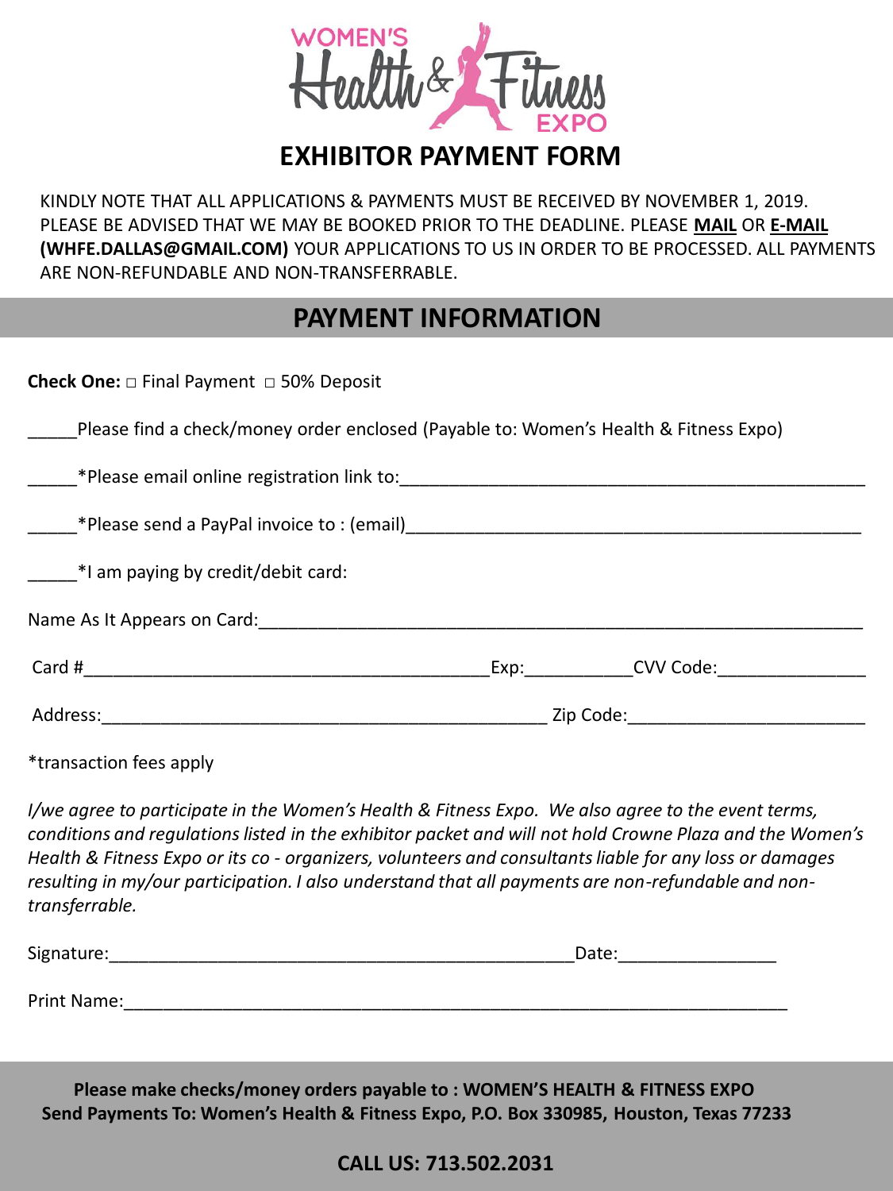WOMEN'S Health & Fitness EXPO

# EXHIBITOR PAYMENT FORM

KINDLY NOTE THAT ALL APPLICATIONS & PAYMENTS MUST BE RECEIVED BY NOVEMBER 1, 2019. PLEASE BE ADVISED THAT WE MAY BE BOOKED PRIOR TO THE DEADLINE. PLEASE **MAIL** OR **E-MAIL (WHFE.DALLAS@GMAIL.COM)** YOUR APPLICATIONS TO US IN ORDER TO BE PROCESSED. ALL PAYMENTS ARE NON-REFUNDABLE AND NON-TRANSFERRABLE.

## PAYMENT INFORMATION

**Check One:** □ Final Payment □ 50% Deposit

_____Please find a check/money order enclosed (Payable to: Women's Health & Fitness Expo)

_____*Please email online registration link to:_______________________________________________

_____*Please send a PayPal invoice to : (email)_____________________________________________

_____*I am paying by credit/debit card:

Name As It Appears on Card:____________________________________________________________

Card #________________________________________Exp:__________CVV Code:______________

Address:_____________________________________________ Zip Code:_______________________

*transaction fees apply

*I/we agree to participate in the Women's Health & Fitness Expo. We also agree to the event terms, conditions and regulations listed in the exhibitor packet and will not hold Crowne Plaza and the Women's Health & Fitness Expo or its co - organizers, volunteers and consultants liable for any loss or damages resulting in my/our participation. I also understand that all payments are non-refundable and non-transferrable.*

Signature:_______________________________________________Date:_______________

Print Name:____________________________________________________________________

**Please make checks/money orders payable to : WOMEN'S HEALTH & FITNESS EXPO**
**Send Payments To: Women's Health & Fitness Expo, P.O. Box 330985, Houston, Texas 77233**

**CALL US: 713.502.2031**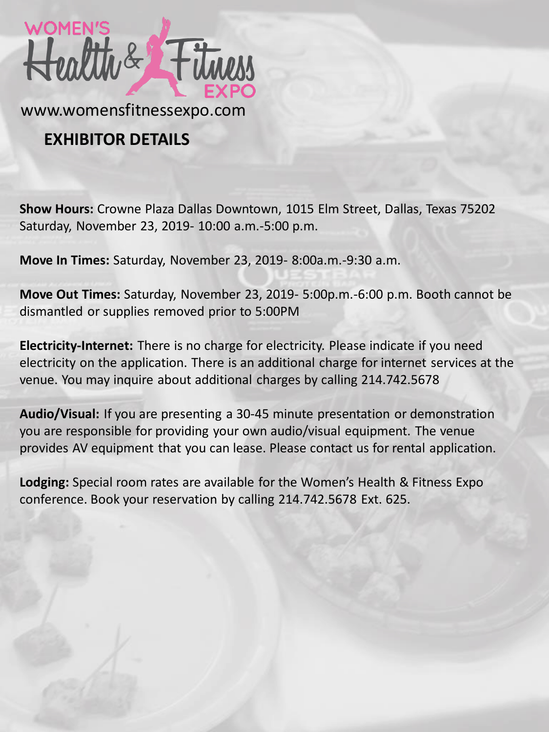WOMEN'S Health & Fitness EXPO

www.womensfitnessexpo.com

## EXHIBITOR DETAILS

**Show Hours:** Crowne Plaza Dallas Downtown, 1015 Elm Street, Dallas, Texas 75202
Saturday, November 23, 2019- 10:00 a.m.-5:00 p.m.

**Move In Times:** Saturday, November 23, 2019- 8:00a.m.-9:30 a.m.

**Move Out Times:** Saturday, November 23, 2019- 5:00p.m.-6:00 p.m. Booth cannot be dismantled or supplies removed prior to 5:00PM

**Electricity-Internet:** There is no charge for electricity. Please indicate if you need electricity on the application. There is an additional charge for internet services at the venue. You may inquire about additional charges by calling 214.742.5678

**Audio/Visual:** If you are presenting a 30-45 minute presentation or demonstration you are responsible for providing your own audio/visual equipment. The venue provides AV equipment that you can lease. Please contact us for rental application.

**Lodging:** Special room rates are available for the Women's Health & Fitness Expo conference. Book your reservation by calling 214.742.5678 Ext. 625.